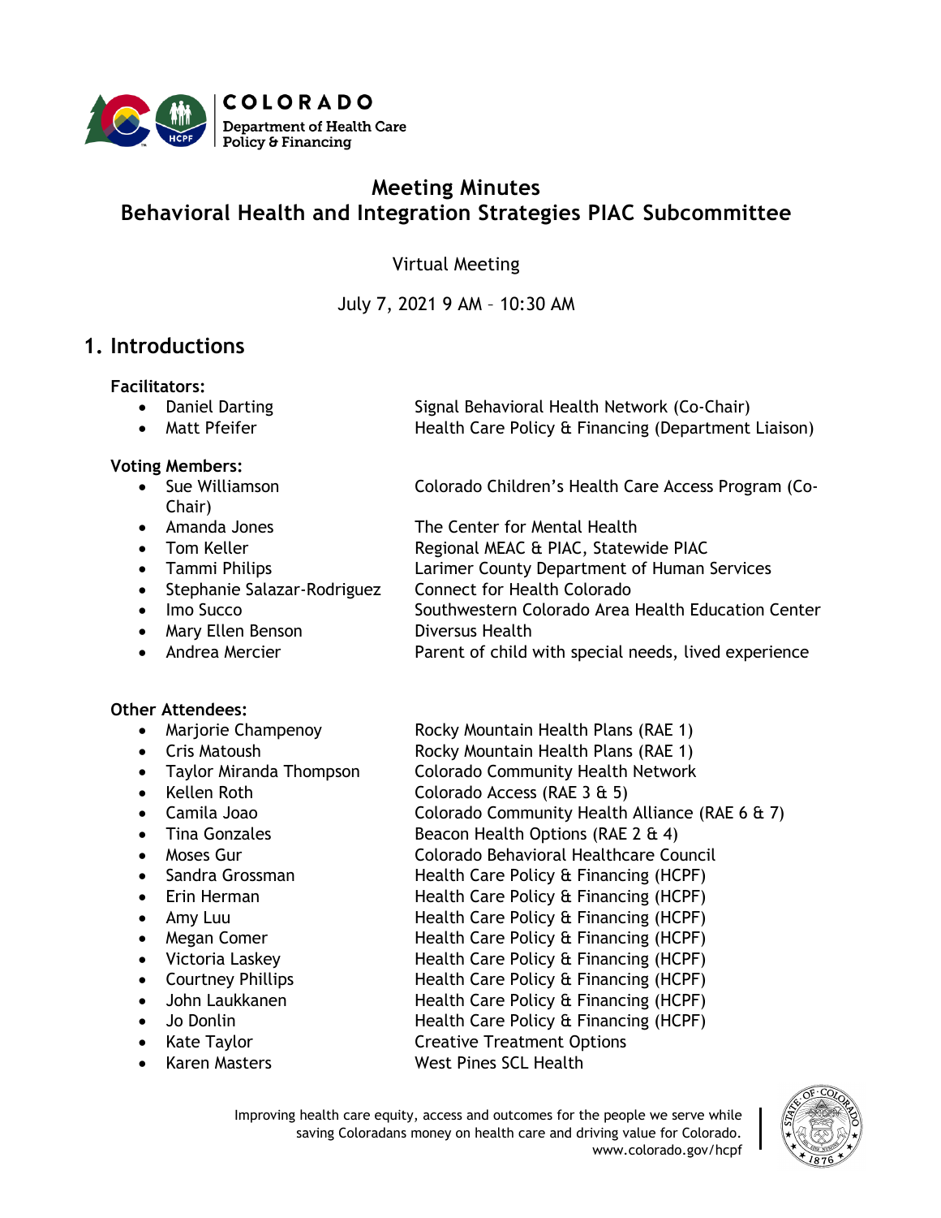# Meeting Minutes
## Behavioral Health and Integration Strategies PIAC Subcommittee

Virtual Meeting

July 7, 2021 9 AM – 10:30 AM

## 1. Introductions

**Facilitators:**

- Daniel Darting — Signal Behavioral Health Network (Co-Chair)
- Matt Pfeifer — Health Care Policy & Financing (Department Liaison)

**Voting Members:**

- Sue Williamson — Colorado Children's Health Care Access Program (Co-Chair)
- Amanda Jones — The Center for Mental Health
- Tom Keller — Regional MEAC & PIAC, Statewide PIAC
- Tammi Philips — Larimer County Department of Human Services
- Stephanie Salazar-Rodriguez — Connect for Health Colorado
- Imo Succo — Southwestern Colorado Area Health Education Center
- Mary Ellen Benson — Diversus Health
- Andrea Mercier — Parent of child with special needs, lived experience

**Other Attendees:**

- Marjorie Champenoy — Rocky Mountain Health Plans (RAE 1)
- Cris Matoush — Rocky Mountain Health Plans (RAE 1)
- Taylor Miranda Thompson — Colorado Community Health Network
- Kellen Roth — Colorado Access (RAE 3 & 5)
- Camila Joao — Colorado Community Health Alliance (RAE 6 & 7)
- Tina Gonzales — Beacon Health Options (RAE 2 & 4)
- Moses Gur — Colorado Behavioral Healthcare Council
- Sandra Grossman — Health Care Policy & Financing (HCPF)
- Erin Herman — Health Care Policy & Financing (HCPF)
- Amy Luu — Health Care Policy & Financing (HCPF)
- Megan Comer — Health Care Policy & Financing (HCPF)
- Victoria Laskey — Health Care Policy & Financing (HCPF)
- Courtney Phillips — Health Care Policy & Financing (HCPF)
- John Laukkanen — Health Care Policy & Financing (HCPF)
- Jo Donlin — Health Care Policy & Financing (HCPF)
- Kate Taylor — Creative Treatment Options
- Karen Masters — West Pines SCL Health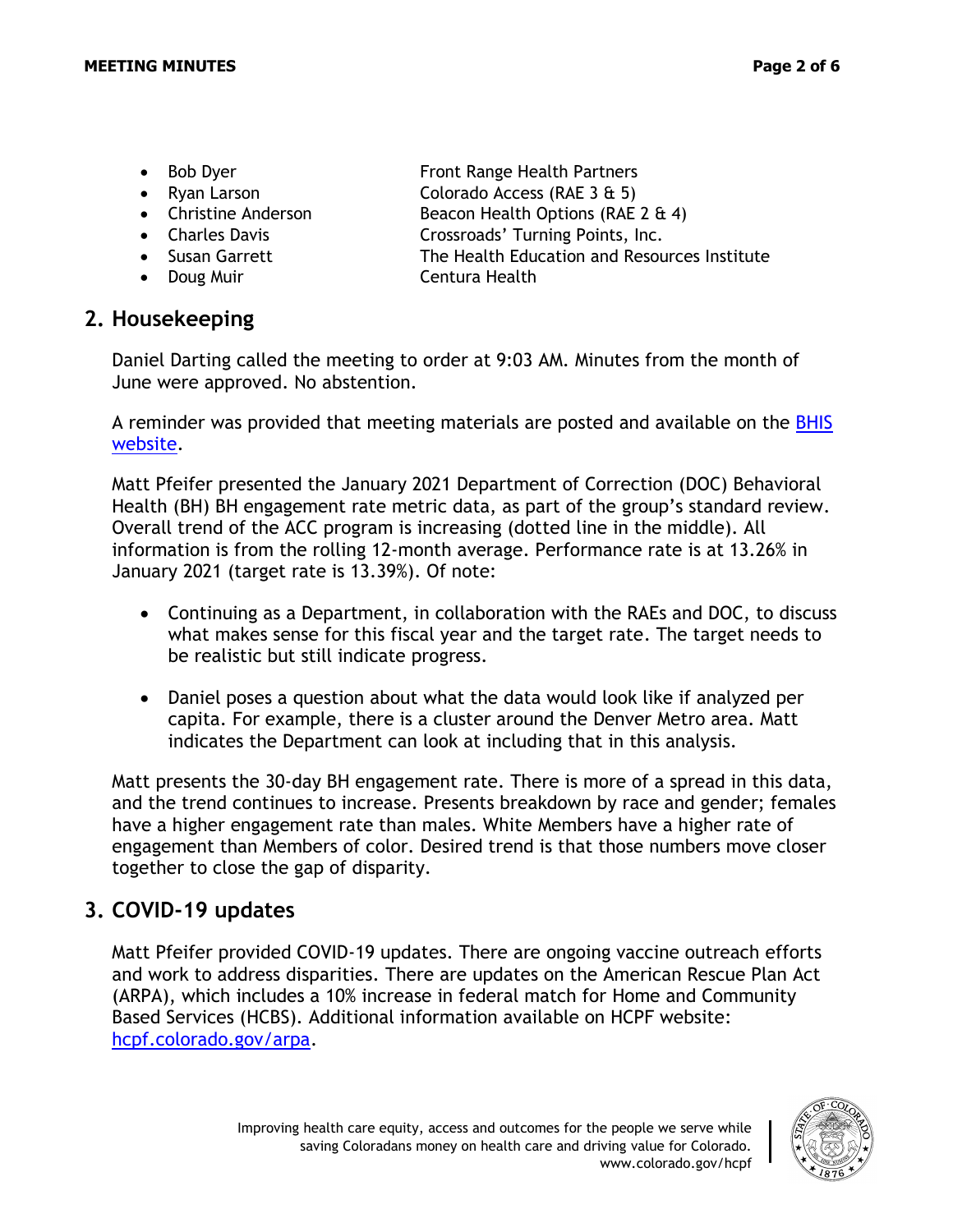- Bob Dyer — Front Range Health Partners
- Ryan Larson — Colorado Access (RAE 3 & 5)
- Christine Anderson — Beacon Health Options (RAE 2 & 4)
- Charles Davis — Crossroads' Turning Points, Inc.
- Susan Garrett — The Health Education and Resources Institute
- Doug Muir — Centura Health

## 2. Housekeeping

Daniel Darting called the meeting to order at 9:03 AM. Minutes from the month of June were approved. No abstention.

A reminder was provided that meeting materials are posted and available on the [BHIS website](BHIS website).

Matt Pfeifer presented the January 2021 Department of Correction (DOC) Behavioral Health (BH) BH engagement rate metric data, as part of the group's standard review. Overall trend of the ACC program is increasing (dotted line in the middle). All information is from the rolling 12-month average. Performance rate is at 13.26% in January 2021 (target rate is 13.39%). Of note:

- Continuing as a Department, in collaboration with the RAEs and DOC, to discuss what makes sense for this fiscal year and the target rate. The target needs to be realistic but still indicate progress.
- Daniel poses a question about what the data would look like if analyzed per capita. For example, there is a cluster around the Denver Metro area. Matt indicates the Department can look at including that in this analysis.

Matt presents the 30-day BH engagement rate. There is more of a spread in this data, and the trend continues to increase. Presents breakdown by race and gender; females have a higher engagement rate than males. White Members have a higher rate of engagement than Members of color. Desired trend is that those numbers move closer together to close the gap of disparity.

## 3. COVID-19 updates

Matt Pfeifer provided COVID-19 updates. There are ongoing vaccine outreach efforts and work to address disparities. There are updates on the American Rescue Plan Act (ARPA), which includes a 10% increase in federal match for Home and Community Based Services (HCBS). Additional information available on HCPF website: [hcpf.colorado.gov/arpa](hcpf.colorado.gov/arpa).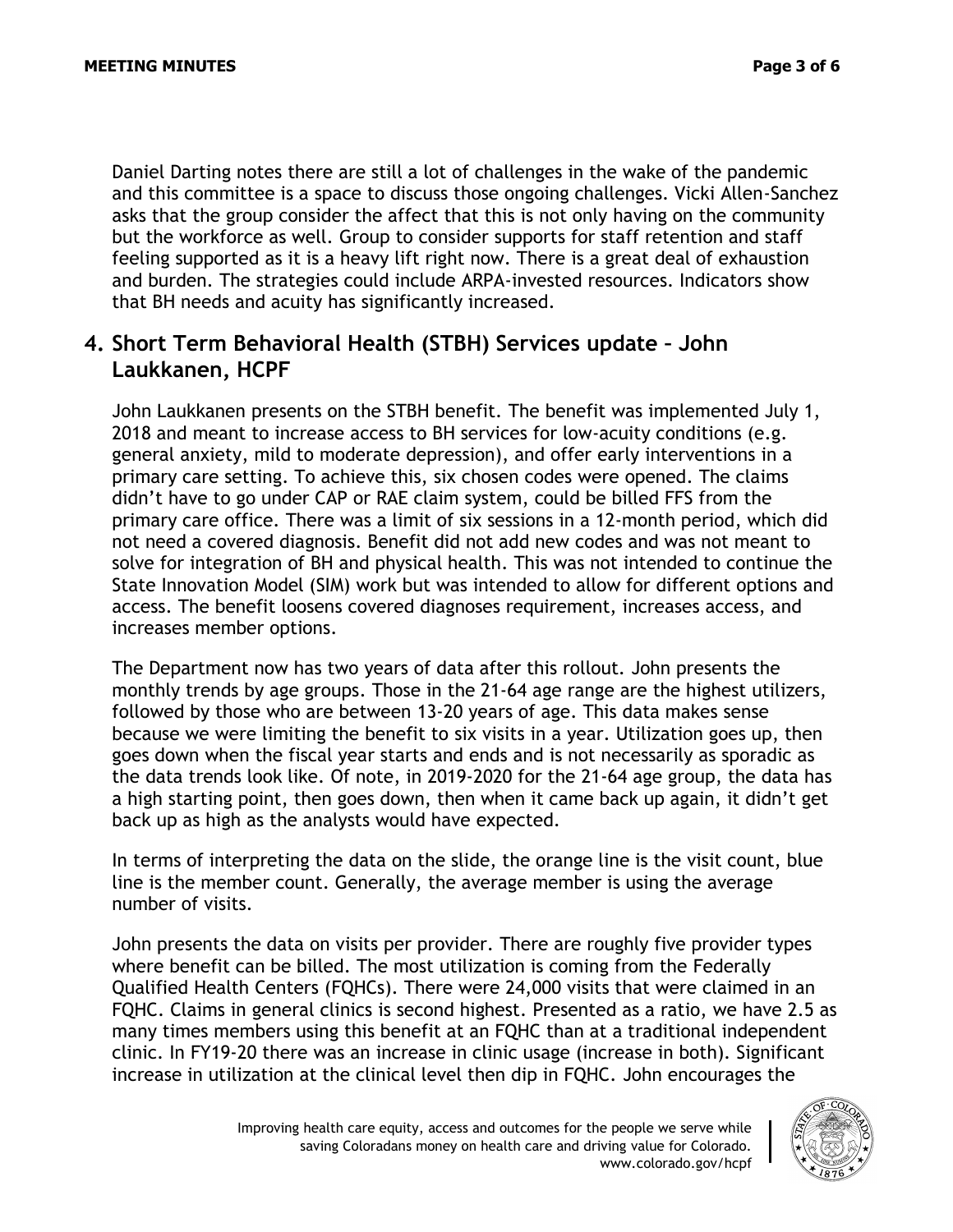Daniel Darting notes there are still a lot of challenges in the wake of the pandemic and this committee is a space to discuss those ongoing challenges. Vicki Allen-Sanchez asks that the group consider the affect that this is not only having on the community but the workforce as well. Group to consider supports for staff retention and staff feeling supported as it is a heavy lift right now. There is a great deal of exhaustion and burden. The strategies could include ARPA-invested resources. Indicators show that BH needs and acuity has significantly increased.

## 4. Short Term Behavioral Health (STBH) Services update – John Laukkanen, HCPF

John Laukkanen presents on the STBH benefit. The benefit was implemented July 1, 2018 and meant to increase access to BH services for low-acuity conditions (e.g. general anxiety, mild to moderate depression), and offer early interventions in a primary care setting. To achieve this, six chosen codes were opened. The claims didn't have to go under CAP or RAE claim system, could be billed FFS from the primary care office. There was a limit of six sessions in a 12-month period, which did not need a covered diagnosis. Benefit did not add new codes and was not meant to solve for integration of BH and physical health. This was not intended to continue the State Innovation Model (SIM) work but was intended to allow for different options and access. The benefit loosens covered diagnoses requirement, increases access, and increases member options.

The Department now has two years of data after this rollout. John presents the monthly trends by age groups. Those in the 21-64 age range are the highest utilizers, followed by those who are between 13-20 years of age. This data makes sense because we were limiting the benefit to six visits in a year. Utilization goes up, then goes down when the fiscal year starts and ends and is not necessarily as sporadic as the data trends look like. Of note, in 2019-2020 for the 21-64 age group, the data has a high starting point, then goes down, then when it came back up again, it didn't get back up as high as the analysts would have expected.

In terms of interpreting the data on the slide, the orange line is the visit count, blue line is the member count. Generally, the average member is using the average number of visits.

John presents the data on visits per provider. There are roughly five provider types where benefit can be billed. The most utilization is coming from the Federally Qualified Health Centers (FQHCs). There were 24,000 visits that were claimed in an FQHC. Claims in general clinics is second highest. Presented as a ratio, we have 2.5 as many times members using this benefit at an FQHC than at a traditional independent clinic. In FY19-20 there was an increase in clinic usage (increase in both). Significant increase in utilization at the clinical level then dip in FQHC. John encourages the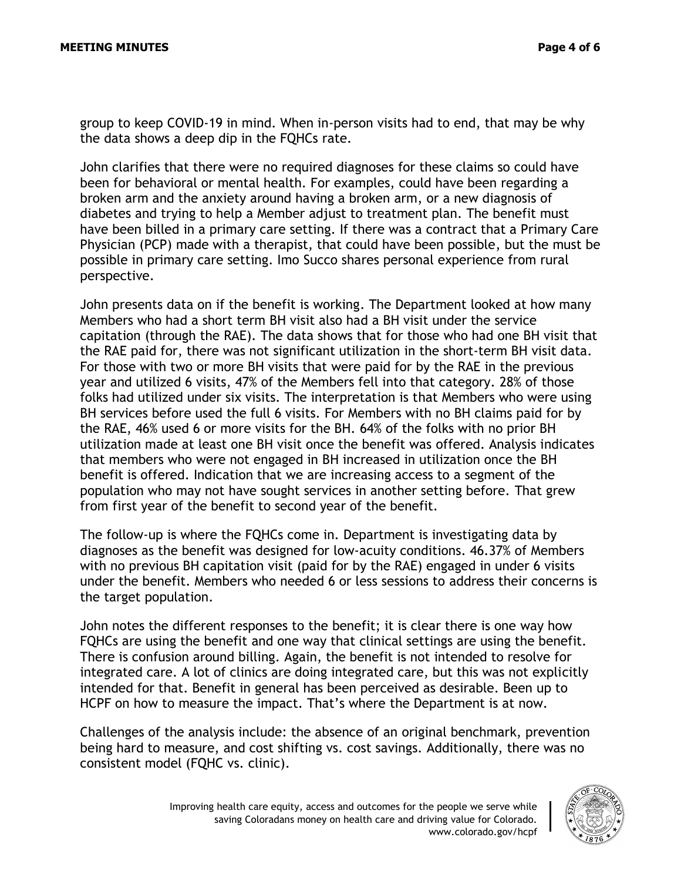group to keep COVID-19 in mind. When in-person visits had to end, that may be why the data shows a deep dip in the FQHCs rate.

John clarifies that there were no required diagnoses for these claims so could have been for behavioral or mental health. For examples, could have been regarding a broken arm and the anxiety around having a broken arm, or a new diagnosis of diabetes and trying to help a Member adjust to treatment plan. The benefit must have been billed in a primary care setting. If there was a contract that a Primary Care Physician (PCP) made with a therapist, that could have been possible, but the must be possible in primary care setting. Imo Succo shares personal experience from rural perspective.

John presents data on if the benefit is working. The Department looked at how many Members who had a short term BH visit also had a BH visit under the service capitation (through the RAE). The data shows that for those who had one BH visit that the RAE paid for, there was not significant utilization in the short-term BH visit data. For those with two or more BH visits that were paid for by the RAE in the previous year and utilized 6 visits, 47% of the Members fell into that category. 28% of those folks had utilized under six visits. The interpretation is that Members who were using BH services before used the full 6 visits. For Members with no BH claims paid for by the RAE, 46% used 6 or more visits for the BH. 64% of the folks with no prior BH utilization made at least one BH visit once the benefit was offered. Analysis indicates that members who were not engaged in BH increased in utilization once the BH benefit is offered. Indication that we are increasing access to a segment of the population who may not have sought services in another setting before. That grew from first year of the benefit to second year of the benefit.

The follow-up is where the FQHCs come in. Department is investigating data by diagnoses as the benefit was designed for low-acuity conditions. 46.37% of Members with no previous BH capitation visit (paid for by the RAE) engaged in under 6 visits under the benefit. Members who needed 6 or less sessions to address their concerns is the target population.

John notes the different responses to the benefit; it is clear there is one way how FQHCs are using the benefit and one way that clinical settings are using the benefit. There is confusion around billing. Again, the benefit is not intended to resolve for integrated care. A lot of clinics are doing integrated care, but this was not explicitly intended for that. Benefit in general has been perceived as desirable. Been up to HCPF on how to measure the impact. That's where the Department is at now.

Challenges of the analysis include: the absence of an original benchmark, prevention being hard to measure, and cost shifting vs. cost savings. Additionally, there was no consistent model (FQHC vs. clinic).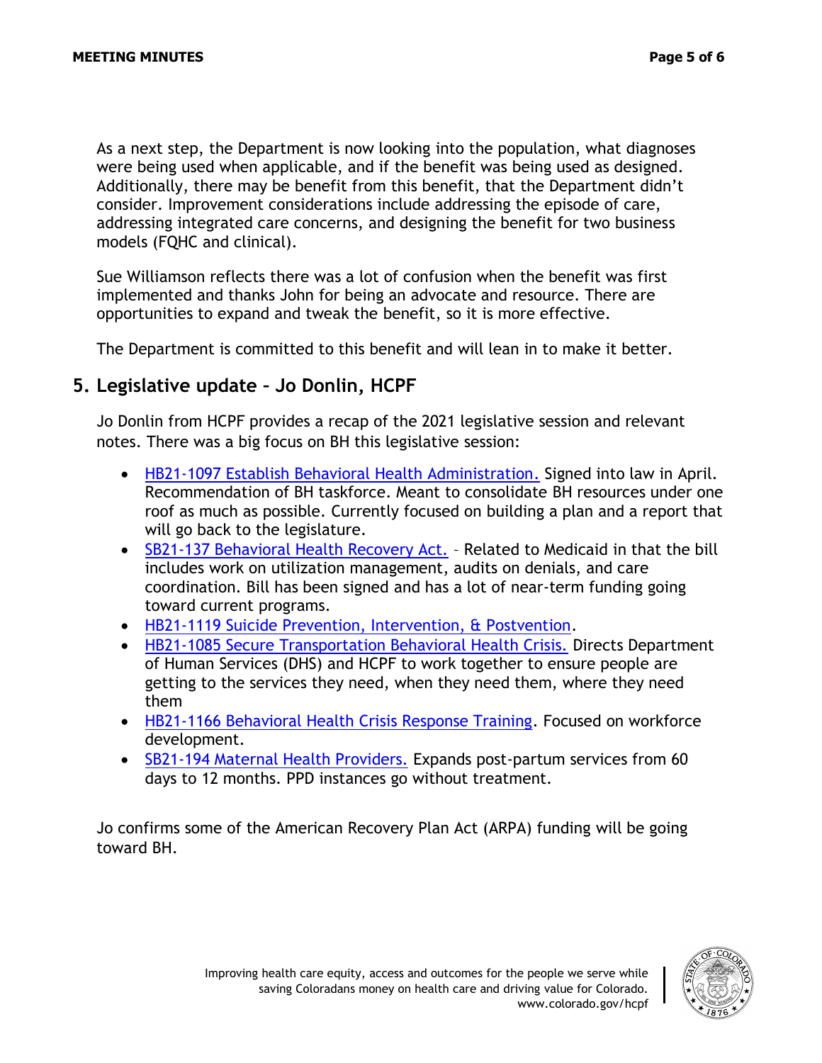As a next step, the Department is now looking into the population, what diagnoses were being used when applicable, and if the benefit was being used as designed. Additionally, there may be benefit from this benefit, that the Department didn't consider. Improvement considerations include addressing the episode of care, addressing integrated care concerns, and designing the benefit for two business models (FQHC and clinical).

Sue Williamson reflects there was a lot of confusion when the benefit was first implemented and thanks John for being an advocate and resource. There are opportunities to expand and tweak the benefit, so it is more effective.

The Department is committed to this benefit and will lean in to make it better.

## 5. Legislative update – Jo Donlin, HCPF

Jo Donlin from HCPF provides a recap of the 2021 legislative session and relevant notes. There was a big focus on BH this legislative session:

- HB21-1097 Establish Behavioral Health Administration. Signed into law in April. Recommendation of BH taskforce. Meant to consolidate BH resources under one roof as much as possible. Currently focused on building a plan and a report that will go back to the legislature.
- SB21-137 Behavioral Health Recovery Act. – Related to Medicaid in that the bill includes work on utilization management, audits on denials, and care coordination. Bill has been signed and has a lot of near-term funding going toward current programs.
- HB21-1119 Suicide Prevention, Intervention, & Postvention.
- HB21-1085 Secure Transportation Behavioral Health Crisis. Directs Department of Human Services (DHS) and HCPF to work together to ensure people are getting to the services they need, when they need them, where they need them
- HB21-1166 Behavioral Health Crisis Response Training. Focused on workforce development.
- SB21-194 Maternal Health Providers. Expands post-partum services from 60 days to 12 months. PPD instances go without treatment.

Jo confirms some of the American Recovery Plan Act (ARPA) funding will be going toward BH.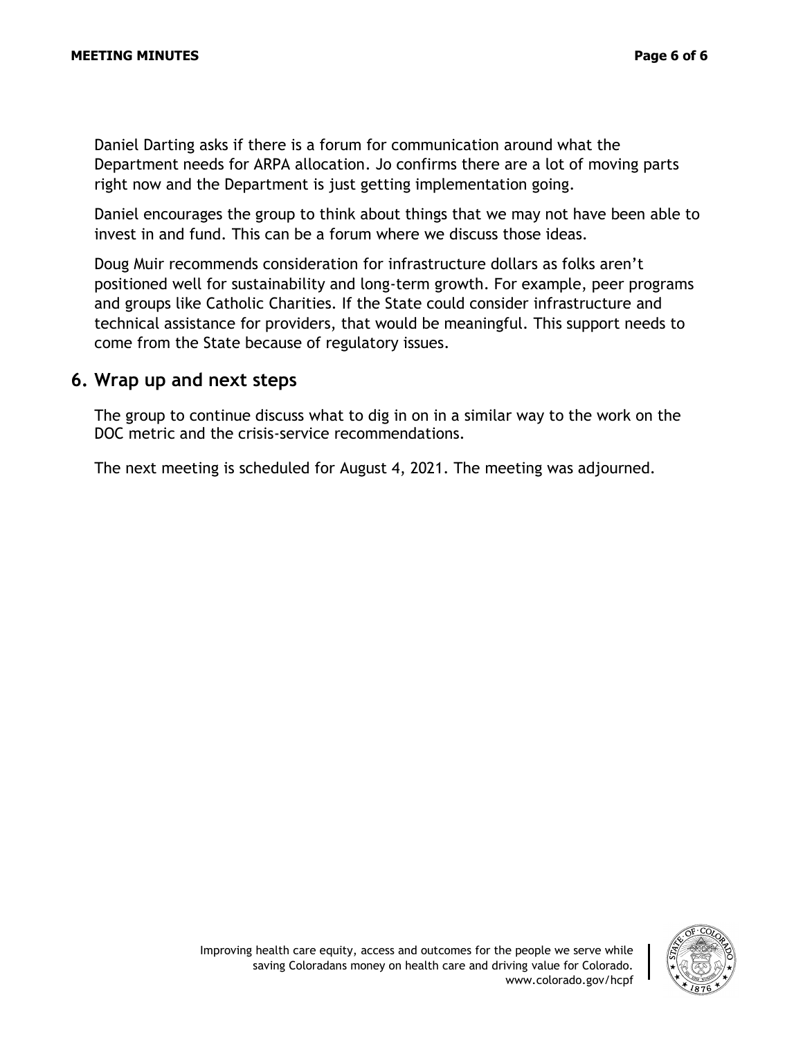Daniel Darting asks if there is a forum for communication around what the Department needs for ARPA allocation. Jo confirms there are a lot of moving parts right now and the Department is just getting implementation going.

Daniel encourages the group to think about things that we may not have been able to invest in and fund. This can be a forum where we discuss those ideas.

Doug Muir recommends consideration for infrastructure dollars as folks aren't positioned well for sustainability and long-term growth. For example, peer programs and groups like Catholic Charities. If the State could consider infrastructure and technical assistance for providers, that would be meaningful. This support needs to come from the State because of regulatory issues.

## 6. Wrap up and next steps

The group to continue discuss what to dig in on in a similar way to the work on the DOC metric and the crisis-service recommendations.

The next meeting is scheduled for August 4, 2021. The meeting was adjourned.